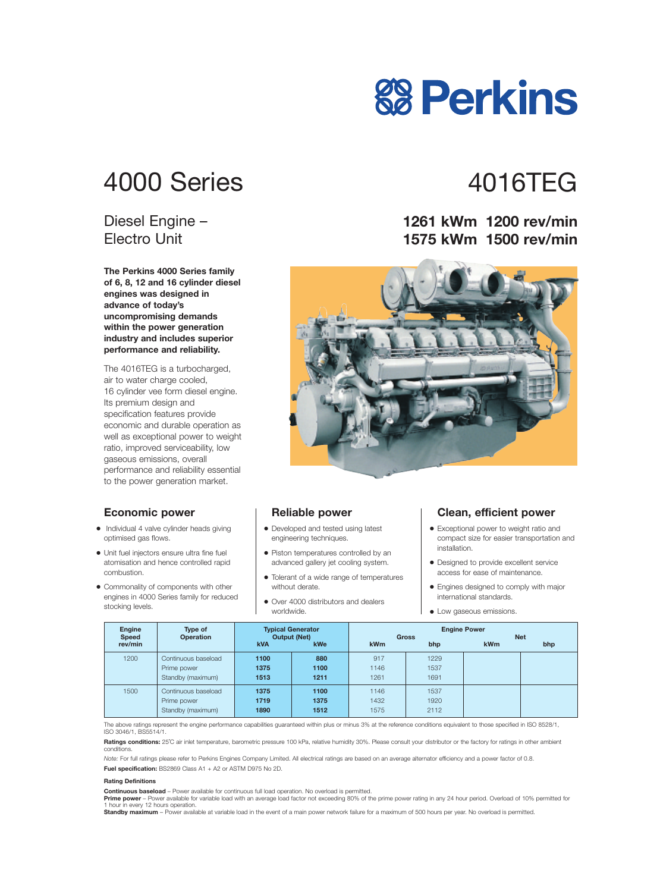# Perkins

# 4000 Series

# 4016TEG

## Diesel Engine – Electro Unit

**1261 kWm 1200 rev/min**
**1575 kWm 1500 rev/min**

**The Perkins 4000 Series family of 6, 8, 12 and 16 cylinder diesel engines was designed in advance of today's uncompromising demands within the power generation industry and includes superior performance and reliability.**

The 4016TEG is a turbocharged, air to water charge cooled, 16 cylinder vee form diesel engine. Its premium design and specification features provide economic and durable operation as well as exceptional power to weight ratio, improved serviceability, low gaseous emissions, overall performance and reliability essential to the power generation market.

### Economic power

- Individual 4 valve cylinder heads giving optimised gas flows.
- Unit fuel injectors ensure ultra fine fuel atomisation and hence controlled rapid combustion.
- Commonality of components with other engines in 4000 Series family for reduced stocking levels.

### Reliable power

- Developed and tested using latest engineering techniques.
- Piston temperatures controlled by an advanced gallery jet cooling system.
- Tolerant of a wide range of temperatures without derate.
- Over 4000 distributors and dealers worldwide.

### Clean, efficient power

- Exceptional power to weight ratio and compact size for easier transportation and installation.
- Designed to provide excellent service access for ease of maintenance.
- Engines designed to comply with major international standards.
- Low gaseous emissions.

| Engine Speed rev/min | Type of Operation | Typical Generator Output (Net) | | Engine Power | | | |
|---|---|---|---|---|---|---|---|
| | | | | Gross | | Net | |
| | | kVA | kWe | kWm | bhp | kWm | bhp |
| 1200 | Continuous baseload | **1100** | **880** | 917 | 1229 | | |
| | Prime power | **1375** | **1100** | 1146 | 1537 | | |
| | Standby (maximum) | **1513** | **1211** | 1261 | 1691 | | |
| 1500 | Continuous baseload | **1375** | **1100** | 1146 | 1537 | | |
| | Prime power | **1719** | **1375** | 1432 | 1920 | | |
| | Standby (maximum) | **1890** | **1512** | 1575 | 2112 | | |

The above ratings represent the engine performance capabilities guaranteed within plus or minus 3% at the reference conditions equivalent to those specified in ISO 8528/1, ISO 3046/1, BS5514/1.

**Ratings conditions:** 25°C air inlet temperature, barometric pressure 100 kPa, relative humidity 30%. Please consult your distributor or the factory for ratings in other ambient conditions.

*Note:* For full ratings please refer to Perkins Engines Company Limited. All electrical ratings are based on an average alternator efficiency and a power factor of 0.8.

**Fuel specification:** BS2869 Class A1 + A2 or ASTM D975 No 2D.

**Rating Definitions**

**Continuous baseload** – Power available for continuous full load operation. No overload is permitted.
**Prime power** – Power available for variable load with an average load factor not exceeding 80% of the prime power rating in any 24 hour period. Overload of 10% permitted for 1 hour in every 12 hours operation.
**Standby maximum** – Power available at variable load in the event of a main power network failure for a maximum of 500 hours per year. No overload is permitted.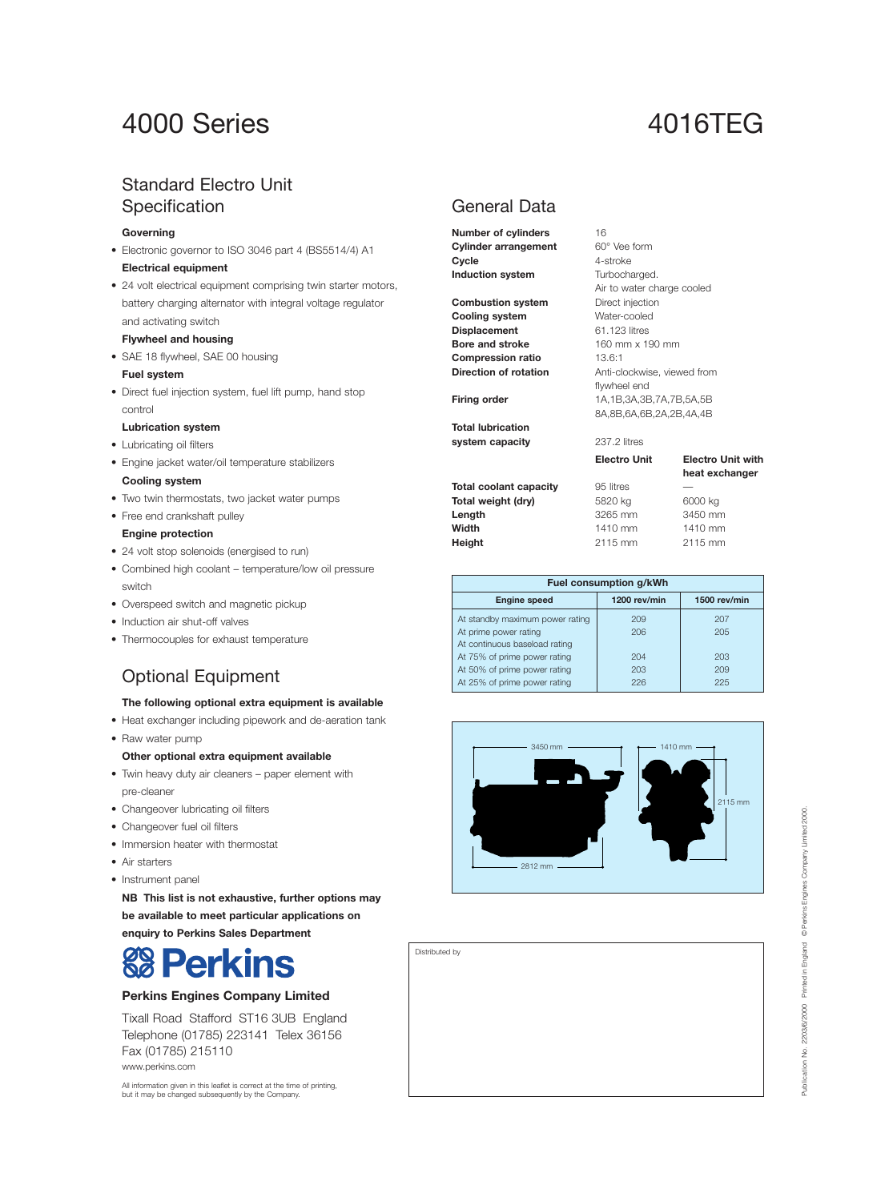# 4000 Series

# 4016TEG

## Standard Electro Unit Specification

**Governing**

- Electronic governor to ISO 3046 part 4 (BS5514/4) A1

**Electrical equipment**

- 24 volt electrical equipment comprising twin starter motors, battery charging alternator with integral voltage regulator and activating switch

**Flywheel and housing**

- SAE 18 flywheel, SAE 00 housing

**Fuel system**

- Direct fuel injection system, fuel lift pump, hand stop control

**Lubrication system**

- Lubricating oil filters
- Engine jacket water/oil temperature stabilizers

**Cooling system**

- Two twin thermostats, two jacket water pumps
- Free end crankshaft pulley

**Engine protection**

- 24 volt stop solenoids (energised to run)
- Combined high coolant – temperature/low oil pressure switch
- Overspeed switch and magnetic pickup
- Induction air shut-off valves
- Thermocouples for exhaust temperature

## Optional Equipment

**The following optional extra equipment is available**

- Heat exchanger including pipework and de-aeration tank
- Raw water pump

**Other optional extra equipment available**

- Twin heavy duty air cleaners – paper element with pre-cleaner
- Changeover lubricating oil filters
- Changeover fuel oil filters
- Immersion heater with thermostat
- Air starters
- Instrument panel

**NB This list is not exhaustive, further options may be available to meet particular applications on enquiry to Perkins Sales Department**

## General Data

| | |
|---|---|
| **Number of cylinders** | 16 |
| **Cylinder arrangement** | 60° Vee form |
| **Cycle** | 4-stroke |
| **Induction system** | Turbocharged. Air to water charge cooled |
| **Combustion system** | Direct injection |
| **Cooling system** | Water-cooled |
| **Displacement** | 61.123 litres |
| **Bore and stroke** | 160 mm x 190 mm |
| **Compression ratio** | 13.6:1 |
| **Direction of rotation** | Anti-clockwise, viewed from flywheel end |
| **Firing order** | 1A,1B,3A,3B,7A,7B,5A,5B 8A,8B,6A,6B,2A,2B,4A,4B |
| **Total lubrication system capacity** | 237.2 litres |

| | **Electro Unit** | **Electro Unit with heat exchanger** |
|---|---|---|
| **Total coolant capacity** | 95 litres | — |
| **Total weight (dry)** | 5820 kg | 6000 kg |
| **Length** | 3265 mm | 3450 mm |
| **Width** | 1410 mm | 1410 mm |
| **Height** | 2115 mm | 2115 mm |

| Fuel consumption g/kWh | | |
|---|---|---|
| **Engine speed** | **1200 rev/min** | **1500 rev/min** |
| At standby maximum power rating | 209 | 207 |
| At prime power rating | 206 | 205 |
| At continuous baseload rating | | |
| At 75% of prime power rating | 204 | 203 |
| At 50% of prime power rating | 203 | 209 |
| At 25% of prime power rating | 226 | 225 |

3450 mm
1410 mm
2115 mm
2812 mm

Distributed by

**Perkins**

**Perkins Engines Company Limited**

Tixall Road Stafford ST16 3UB England
Telephone (01785) 223141 Telex 36156
Fax (01785) 215110
www.perkins.com

All information given in this leaflet is correct at the time of printing, but it may be changed subsequently by the Company.

Publication No. 2203/6/2000 Printed in England © Perkins Engines Company Limited 2000.